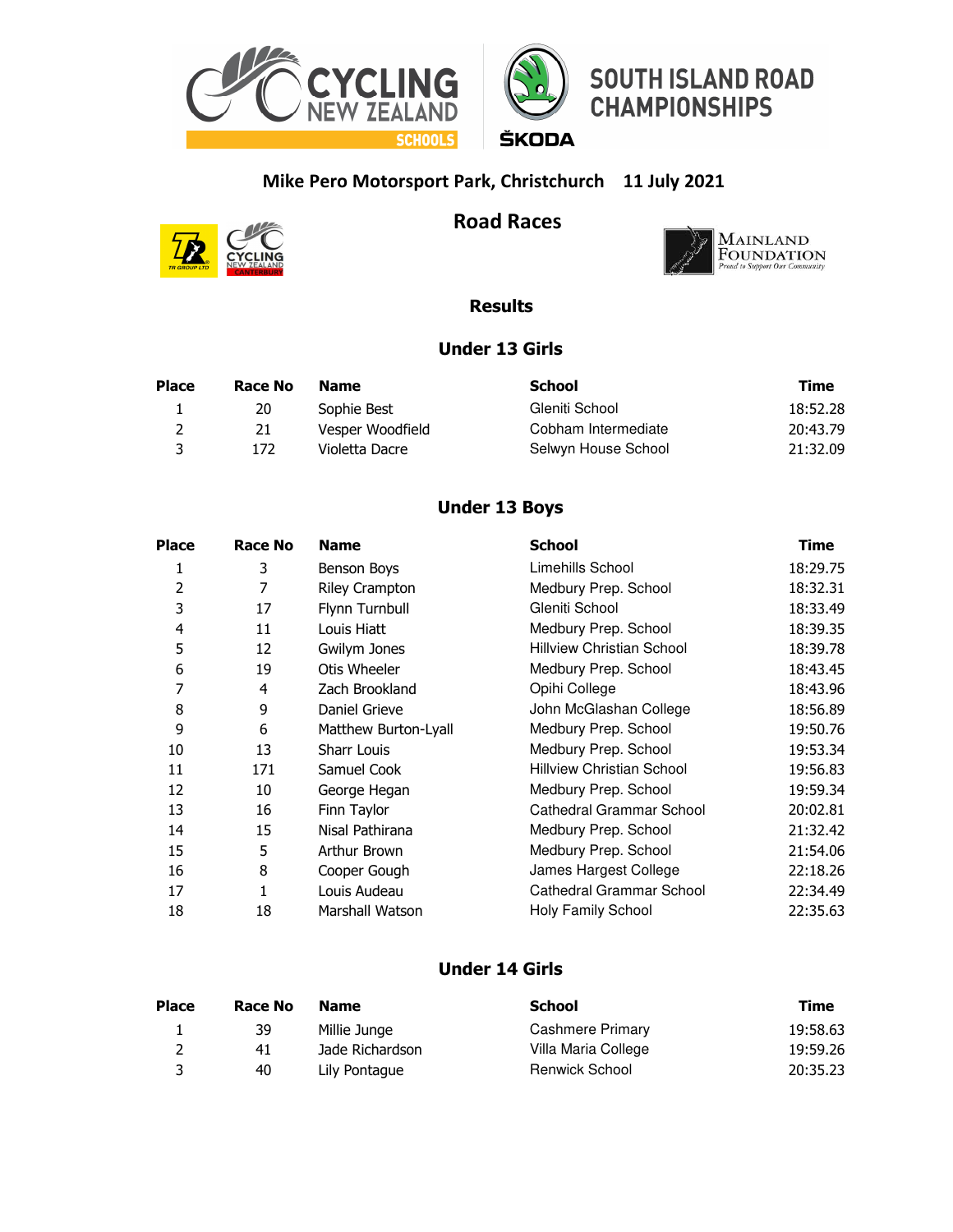# SOUTH ISLAND ROAD CHAMPIONSHIPS

**Mike Pero Motorsport Park, Christchurch    11 July 2021**

## Road Races

### Results

### Under 13 Girls

| Place | Race No | Name | School | Time |
|---|---|---|---|---|
| 1 | 20 | Sophie Best | Gleniti School | 18:52.28 |
| 2 | 21 | Vesper Woodfield | Cobham Intermediate | 20:43.79 |
| 3 | 172 | Violetta Dacre | Selwyn House School | 21:32.09 |

### Under 13 Boys

| Place | Race No | Name | School | Time |
|---|---|---|---|---|
| 1 | 3 | Benson Boys | Limehills School | 18:29.75 |
| 2 | 7 | Riley Crampton | Medbury Prep. School | 18:32.31 |
| 3 | 17 | Flynn Turnbull | Gleniti School | 18:33.49 |
| 4 | 11 | Louis Hiatt | Medbury Prep. School | 18:39.35 |
| 5 | 12 | Gwilym Jones | Hillview Christian School | 18:39.78 |
| 6 | 19 | Otis Wheeler | Medbury Prep. School | 18:43.45 |
| 7 | 4 | Zach Brookland | Opihi College | 18:43.96 |
| 8 | 9 | Daniel Grieve | John McGlashan College | 18:56.89 |
| 9 | 6 | Matthew Burton-Lyall | Medbury Prep. School | 19:50.76 |
| 10 | 13 | Sharr Louis | Medbury Prep. School | 19:53.34 |
| 11 | 171 | Samuel Cook | Hillview Christian School | 19:56.83 |
| 12 | 10 | George Hegan | Medbury Prep. School | 19:59.34 |
| 13 | 16 | Finn Taylor | Cathedral Grammar School | 20:02.81 |
| 14 | 15 | Nisal Pathirana | Medbury Prep. School | 21:32.42 |
| 15 | 5 | Arthur Brown | Medbury Prep. School | 21:54.06 |
| 16 | 8 | Cooper Gough | James Hargest College | 22:18.26 |
| 17 | 1 | Louis Audeau | Cathedral Grammar School | 22:34.49 |
| 18 | 18 | Marshall Watson | Holy Family School | 22:35.63 |

### Under 14 Girls

| Place | Race No | Name | School | Time |
|---|---|---|---|---|
| 1 | 39 | Millie Junge | Cashmere Primary | 19:58.63 |
| 2 | 41 | Jade Richardson | Villa Maria College | 19:59.26 |
| 3 | 40 | Lily Pontague | Renwick School | 20:35.23 |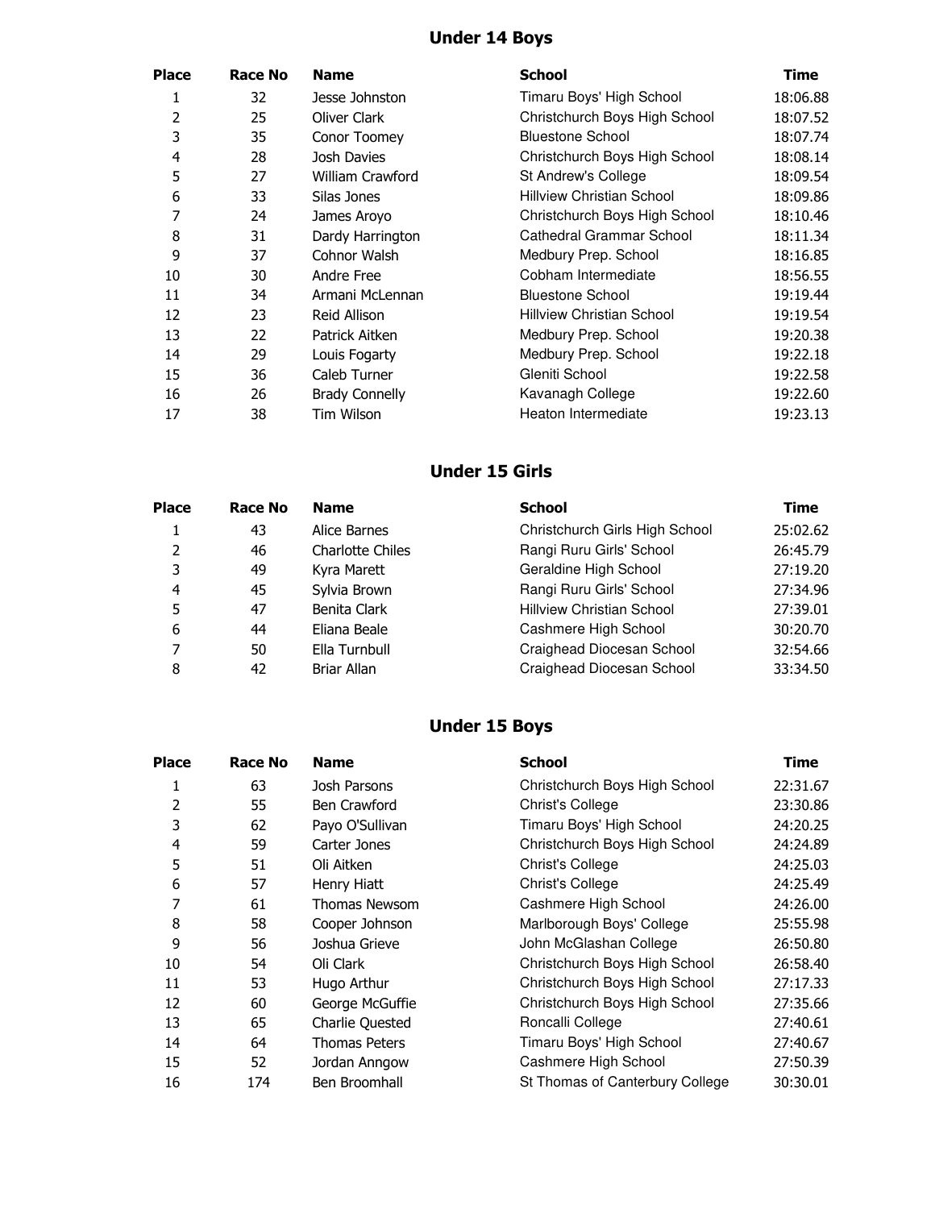## Under 14 Boys

| Place | Race No | Name | School | Time |
|---|---|---|---|---|
| 1 | 32 | Jesse Johnston | Timaru Boys' High School | 18:06.88 |
| 2 | 25 | Oliver Clark | Christchurch Boys High School | 18:07.52 |
| 3 | 35 | Conor Toomey | Bluestone School | 18:07.74 |
| 4 | 28 | Josh Davies | Christchurch Boys High School | 18:08.14 |
| 5 | 27 | William Crawford | St Andrew's College | 18:09.54 |
| 6 | 33 | Silas Jones | Hillview Christian School | 18:09.86 |
| 7 | 24 | James Aroyo | Christchurch Boys High School | 18:10.46 |
| 8 | 31 | Dardy Harrington | Cathedral Grammar School | 18:11.34 |
| 9 | 37 | Cohnor Walsh | Medbury Prep. School | 18:16.85 |
| 10 | 30 | Andre Free | Cobham Intermediate | 18:56.55 |
| 11 | 34 | Armani McLennan | Bluestone School | 19:19.44 |
| 12 | 23 | Reid Allison | Hillview Christian School | 19:19.54 |
| 13 | 22 | Patrick Aitken | Medbury Prep. School | 19:20.38 |
| 14 | 29 | Louis Fogarty | Medbury Prep. School | 19:22.18 |
| 15 | 36 | Caleb Turner | Gleniti School | 19:22.58 |
| 16 | 26 | Brady Connelly | Kavanagh College | 19:22.60 |
| 17 | 38 | Tim Wilson | Heaton Intermediate | 19:23.13 |

## Under 15 Girls

| Place | Race No | Name | School | Time |
|---|---|---|---|---|
| 1 | 43 | Alice Barnes | Christchurch Girls High School | 25:02.62 |
| 2 | 46 | Charlotte Chiles | Rangi Ruru Girls' School | 26:45.79 |
| 3 | 49 | Kyra Marett | Geraldine High School | 27:19.20 |
| 4 | 45 | Sylvia Brown | Rangi Ruru Girls' School | 27:34.96 |
| 5 | 47 | Benita Clark | Hillview Christian School | 27:39.01 |
| 6 | 44 | Eliana Beale | Cashmere High School | 30:20.70 |
| 7 | 50 | Ella Turnbull | Craighead Diocesan School | 32:54.66 |
| 8 | 42 | Briar Allan | Craighead Diocesan School | 33:34.50 |

## Under 15 Boys

| Place | Race No | Name | School | Time |
|---|---|---|---|---|
| 1 | 63 | Josh Parsons | Christchurch Boys High School | 22:31.67 |
| 2 | 55 | Ben Crawford | Christ's College | 23:30.86 |
| 3 | 62 | Payo O'Sullivan | Timaru Boys' High School | 24:20.25 |
| 4 | 59 | Carter Jones | Christchurch Boys High School | 24:24.89 |
| 5 | 51 | Oli Aitken | Christ's College | 24:25.03 |
| 6 | 57 | Henry Hiatt | Christ's College | 24:25.49 |
| 7 | 61 | Thomas Newsom | Cashmere High School | 24:26.00 |
| 8 | 58 | Cooper Johnson | Marlborough Boys' College | 25:55.98 |
| 9 | 56 | Joshua Grieve | John McGlashan College | 26:50.80 |
| 10 | 54 | Oli Clark | Christchurch Boys High School | 26:58.40 |
| 11 | 53 | Hugo Arthur | Christchurch Boys High School | 27:17.33 |
| 12 | 60 | George McGuffie | Christchurch Boys High School | 27:35.66 |
| 13 | 65 | Charlie Quested | Roncalli College | 27:40.61 |
| 14 | 64 | Thomas Peters | Timaru Boys' High School | 27:40.67 |
| 15 | 52 | Jordan Anngow | Cashmere High School | 27:50.39 |
| 16 | 174 | Ben Broomhall | St Thomas of Canterbury College | 30:30.01 |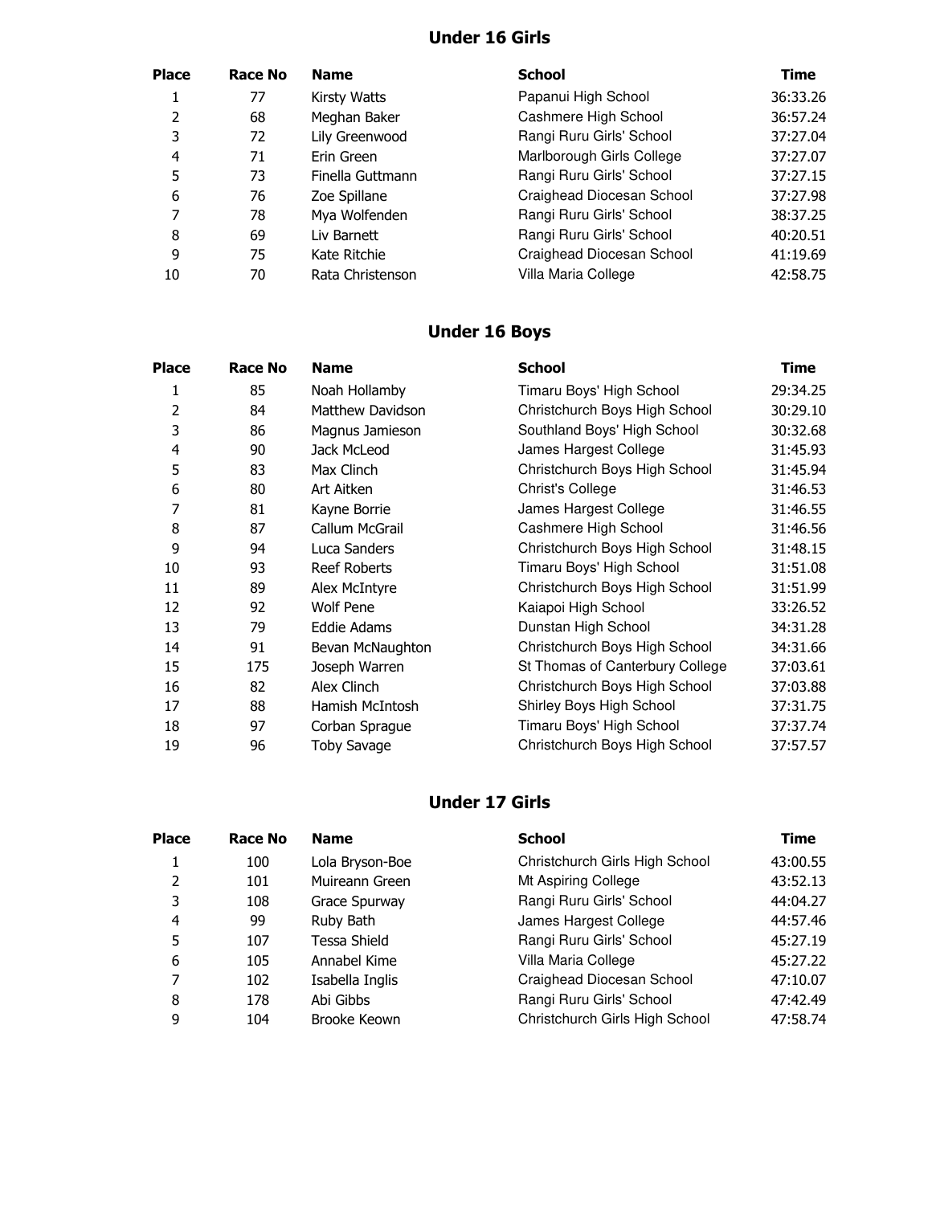## Under 16 Girls

| Place | Race No | Name | School | Time |
|---|---|---|---|---|
| 1 | 77 | Kirsty Watts | Papanui High School | 36:33.26 |
| 2 | 68 | Meghan Baker | Cashmere High School | 36:57.24 |
| 3 | 72 | Lily Greenwood | Rangi Ruru Girls' School | 37:27.04 |
| 4 | 71 | Erin Green | Marlborough Girls College | 37:27.07 |
| 5 | 73 | Finella Guttmann | Rangi Ruru Girls' School | 37:27.15 |
| 6 | 76 | Zoe Spillane | Craighead Diocesan School | 37:27.98 |
| 7 | 78 | Mya Wolfenden | Rangi Ruru Girls' School | 38:37.25 |
| 8 | 69 | Liv Barnett | Rangi Ruru Girls' School | 40:20.51 |
| 9 | 75 | Kate Ritchie | Craighead Diocesan School | 41:19.69 |
| 10 | 70 | Rata Christenson | Villa Maria College | 42:58.75 |

## Under 16 Boys

| Place | Race No | Name | School | Time |
|---|---|---|---|---|
| 1 | 85 | Noah Hollamby | Timaru Boys' High School | 29:34.25 |
| 2 | 84 | Matthew Davidson | Christchurch Boys High School | 30:29.10 |
| 3 | 86 | Magnus Jamieson | Southland Boys' High School | 30:32.68 |
| 4 | 90 | Jack McLeod | James Hargest College | 31:45.93 |
| 5 | 83 | Max Clinch | Christchurch Boys High School | 31:45.94 |
| 6 | 80 | Art Aitken | Christ's College | 31:46.53 |
| 7 | 81 | Kayne Borrie | James Hargest College | 31:46.55 |
| 8 | 87 | Callum McGrail | Cashmere High School | 31:46.56 |
| 9 | 94 | Luca Sanders | Christchurch Boys High School | 31:48.15 |
| 10 | 93 | Reef Roberts | Timaru Boys' High School | 31:51.08 |
| 11 | 89 | Alex McIntyre | Christchurch Boys High School | 31:51.99 |
| 12 | 92 | Wolf Pene | Kaiapoi High School | 33:26.52 |
| 13 | 79 | Eddie Adams | Dunstan High School | 34:31.28 |
| 14 | 91 | Bevan McNaughton | Christchurch Boys High School | 34:31.66 |
| 15 | 175 | Joseph Warren | St Thomas of Canterbury College | 37:03.61 |
| 16 | 82 | Alex Clinch | Christchurch Boys High School | 37:03.88 |
| 17 | 88 | Hamish McIntosh | Shirley Boys High School | 37:31.75 |
| 18 | 97 | Corban Sprague | Timaru Boys' High School | 37:37.74 |
| 19 | 96 | Toby Savage | Christchurch Boys High School | 37:57.57 |

## Under 17 Girls

| Place | Race No | Name | School | Time |
|---|---|---|---|---|
| 1 | 100 | Lola Bryson-Boe | Christchurch Girls High School | 43:00.55 |
| 2 | 101 | Muireann Green | Mt Aspiring College | 43:52.13 |
| 3 | 108 | Grace Spurway | Rangi Ruru Girls' School | 44:04.27 |
| 4 | 99 | Ruby Bath | James Hargest College | 44:57.46 |
| 5 | 107 | Tessa Shield | Rangi Ruru Girls' School | 45:27.19 |
| 6 | 105 | Annabel Kime | Villa Maria College | 45:27.22 |
| 7 | 102 | Isabella Inglis | Craighead Diocesan School | 47:10.07 |
| 8 | 178 | Abi Gibbs | Rangi Ruru Girls' School | 47:42.49 |
| 9 | 104 | Brooke Keown | Christchurch Girls High School | 47:58.74 |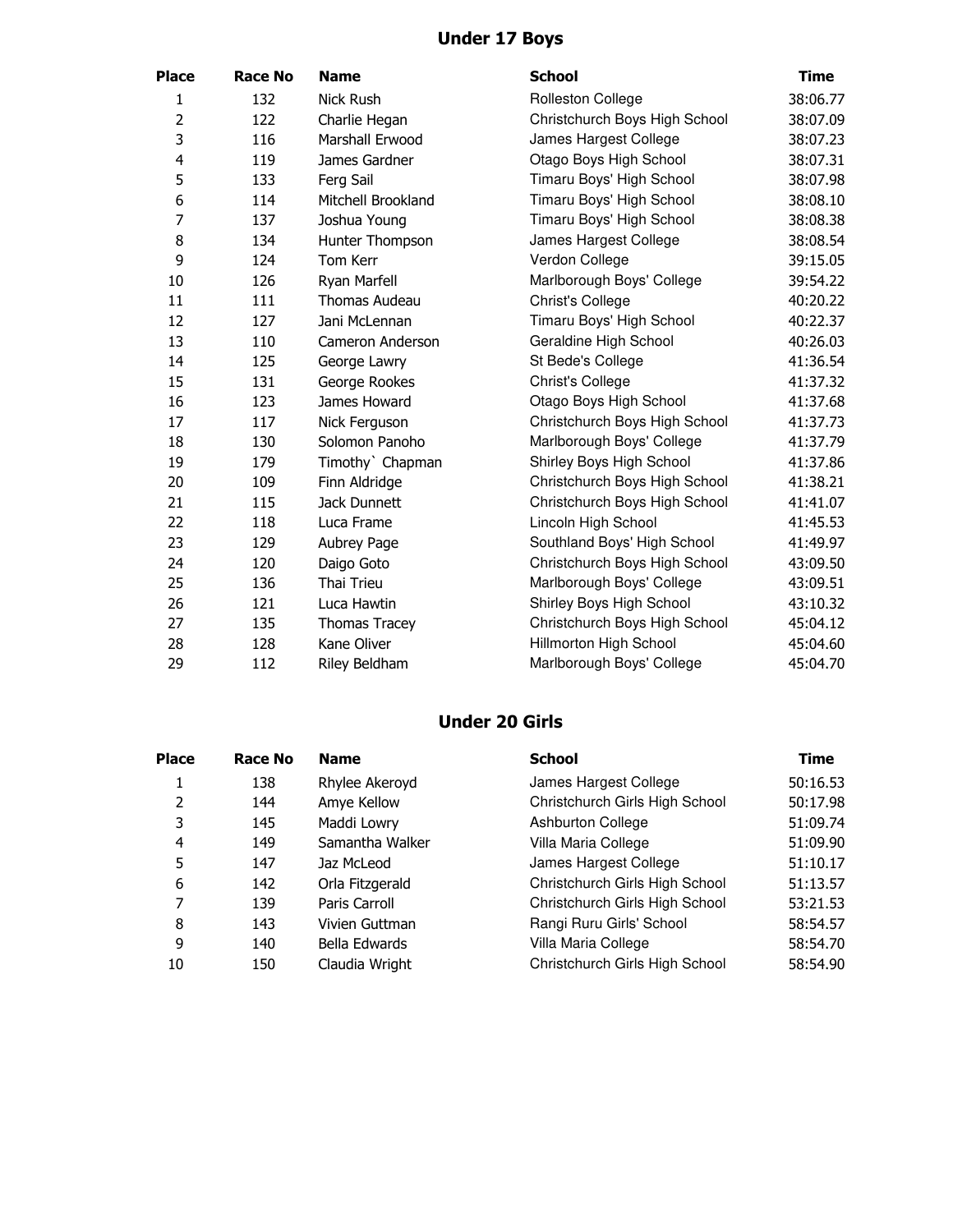## Under 17 Boys

| Place | Race No | Name | School | Time |
|---|---|---|---|---|
| 1 | 132 | Nick Rush | Rolleston College | 38:06.77 |
| 2 | 122 | Charlie Hegan | Christchurch Boys High School | 38:07.09 |
| 3 | 116 | Marshall Erwood | James Hargest College | 38:07.23 |
| 4 | 119 | James Gardner | Otago Boys High School | 38:07.31 |
| 5 | 133 | Ferg Sail | Timaru Boys' High School | 38:07.98 |
| 6 | 114 | Mitchell Brookland | Timaru Boys' High School | 38:08.10 |
| 7 | 137 | Joshua Young | Timaru Boys' High School | 38:08.38 |
| 8 | 134 | Hunter Thompson | James Hargest College | 38:08.54 |
| 9 | 124 | Tom Kerr | Verdon College | 39:15.05 |
| 10 | 126 | Ryan Marfell | Marlborough Boys' College | 39:54.22 |
| 11 | 111 | Thomas Audeau | Christ's College | 40:20.22 |
| 12 | 127 | Jani McLennan | Timaru Boys' High School | 40:22.37 |
| 13 | 110 | Cameron Anderson | Geraldine High School | 40:26.03 |
| 14 | 125 | George Lawry | St Bede's College | 41:36.54 |
| 15 | 131 | George Rookes | Christ's College | 41:37.32 |
| 16 | 123 | James Howard | Otago Boys High School | 41:37.68 |
| 17 | 117 | Nick Ferguson | Christchurch Boys High School | 41:37.73 |
| 18 | 130 | Solomon Panoho | Marlborough Boys' College | 41:37.79 |
| 19 | 179 | Timothy` Chapman | Shirley Boys High School | 41:37.86 |
| 20 | 109 | Finn Aldridge | Christchurch Boys High School | 41:38.21 |
| 21 | 115 | Jack Dunnett | Christchurch Boys High School | 41:41.07 |
| 22 | 118 | Luca Frame | Lincoln High School | 41:45.53 |
| 23 | 129 | Aubrey Page | Southland Boys' High School | 41:49.97 |
| 24 | 120 | Daigo Goto | Christchurch Boys High School | 43:09.50 |
| 25 | 136 | Thai Trieu | Marlborough Boys' College | 43:09.51 |
| 26 | 121 | Luca Hawtin | Shirley Boys High School | 43:10.32 |
| 27 | 135 | Thomas Tracey | Christchurch Boys High School | 45:04.12 |
| 28 | 128 | Kane Oliver | Hillmorton High School | 45:04.60 |
| 29 | 112 | Riley Beldham | Marlborough Boys' College | 45:04.70 |

## Under 20 Girls

| Place | Race No | Name | School | Time |
|---|---|---|---|---|
| 1 | 138 | Rhylee Akeroyd | James Hargest College | 50:16.53 |
| 2 | 144 | Amye Kellow | Christchurch Girls High School | 50:17.98 |
| 3 | 145 | Maddi Lowry | Ashburton College | 51:09.74 |
| 4 | 149 | Samantha Walker | Villa Maria College | 51:09.90 |
| 5 | 147 | Jaz McLeod | James Hargest College | 51:10.17 |
| 6 | 142 | Orla Fitzgerald | Christchurch Girls High School | 51:13.57 |
| 7 | 139 | Paris Carroll | Christchurch Girls High School | 53:21.53 |
| 8 | 143 | Vivien Guttman | Rangi Ruru Girls' School | 58:54.57 |
| 9 | 140 | Bella Edwards | Villa Maria College | 58:54.70 |
| 10 | 150 | Claudia Wright | Christchurch Girls High School | 58:54.90 |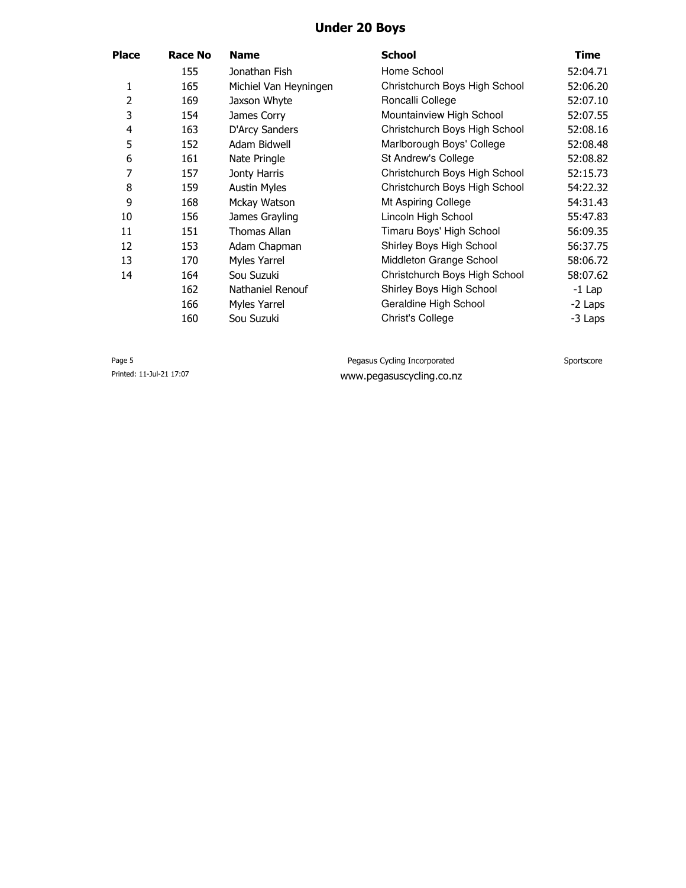## Under 20 Boys

| Place | Race No | Name | School | Time |
|---|---|---|---|---|
| | 155 | Jonathan Fish | Home School | 52:04.71 |
| 1 | 165 | Michiel Van Heyningen | Christchurch Boys High School | 52:06.20 |
| 2 | 169 | Jaxson Whyte | Roncalli College | 52:07.10 |
| 3 | 154 | James Corry | Mountainview High School | 52:07.55 |
| 4 | 163 | D'Arcy Sanders | Christchurch Boys High School | 52:08.16 |
| 5 | 152 | Adam Bidwell | Marlborough Boys' College | 52:08.48 |
| 6 | 161 | Nate Pringle | St Andrew's College | 52:08.82 |
| 7 | 157 | Jonty Harris | Christchurch Boys High School | 52:15.73 |
| 8 | 159 | Austin Myles | Christchurch Boys High School | 54:22.32 |
| 9 | 168 | Mckay Watson | Mt Aspiring College | 54:31.43 |
| 10 | 156 | James Grayling | Lincoln High School | 55:47.83 |
| 11 | 151 | Thomas Allan | Timaru Boys' High School | 56:09.35 |
| 12 | 153 | Adam Chapman | Shirley Boys High School | 56:37.75 |
| 13 | 170 | Myles Yarrel | Middleton Grange School | 58:06.72 |
| 14 | 164 | Sou Suzuki | Christchurch Boys High School | 58:07.62 |
| | 162 | Nathaniel Renouf | Shirley Boys High School | -1 Lap |
| | 166 | Myles Yarrel | Geraldine High School | -2 Laps |
| | 160 | Sou Suzuki | Christ's College | -3 Laps |

Printed: 11-Jul-21 17:07

Pegasus Cycling Incorporated

www.pegasuscycling.co.nz

Sportscore